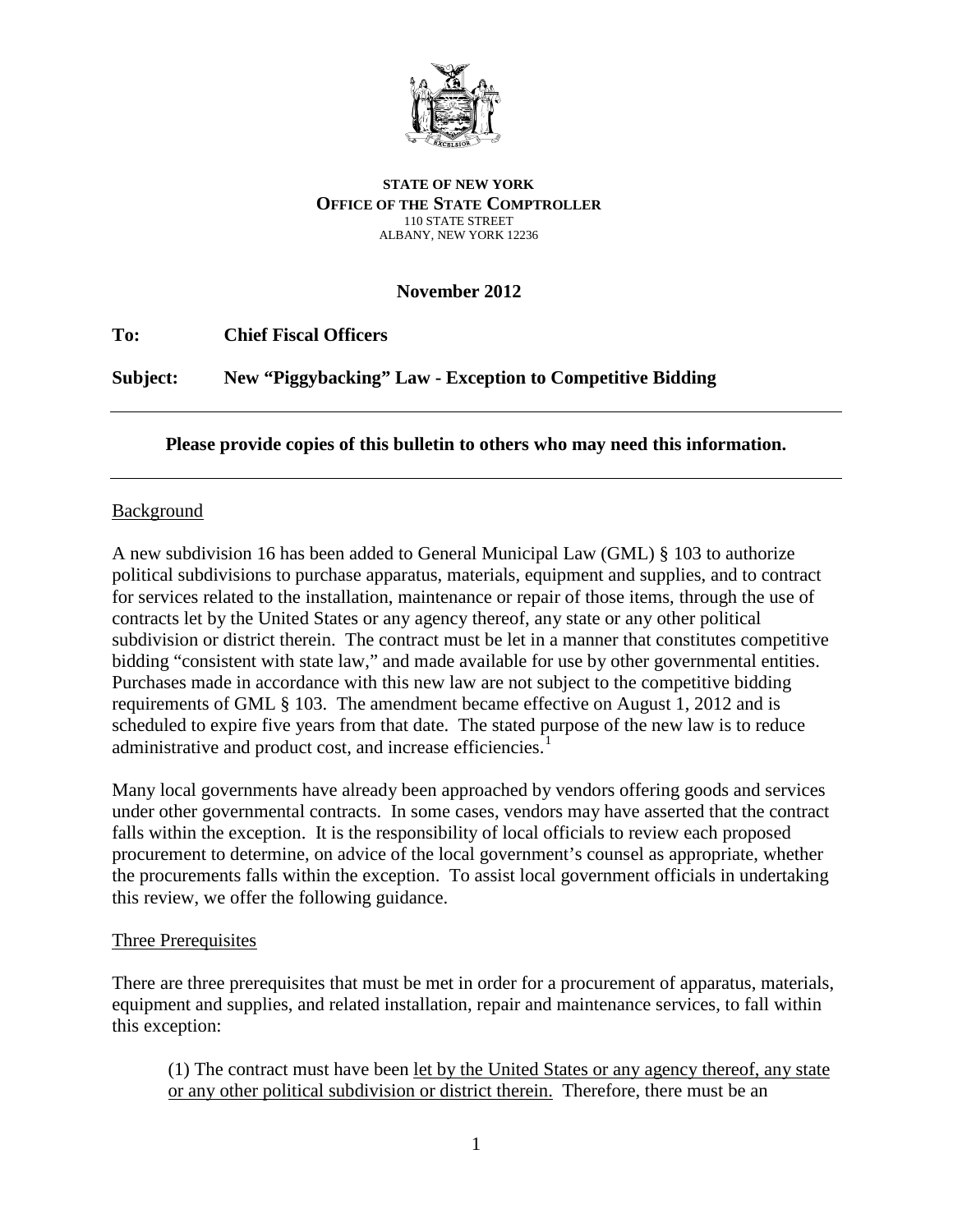**STATE OF NEW YORK**
**OFFICE OF THE STATE COMPTROLLER**
110 STATE STREET
ALBANY, NEW YORK 12236

**November 2012**

**To:** **Chief Fiscal Officers**

**Subject:** **New "Piggybacking" Law - Exception to Competitive Bidding**

---

**Please provide copies of this bulletin to others who may need this information.**

---

## Background

A new subdivision 16 has been added to General Municipal Law (GML) § 103 to authorize political subdivisions to purchase apparatus, materials, equipment and supplies, and to contract for services related to the installation, maintenance or repair of those items, through the use of contracts let by the United States or any agency thereof, any state or any other political subdivision or district therein. The contract must be let in a manner that constitutes competitive bidding "consistent with state law," and made available for use by other governmental entities. Purchases made in accordance with this new law are not subject to the competitive bidding requirements of GML § 103. The amendment became effective on August 1, 2012 and is scheduled to expire five years from that date. The stated purpose of the new law is to reduce administrative and product cost, and increase efficiencies.[1]

Many local governments have already been approached by vendors offering goods and services under other governmental contracts. In some cases, vendors may have asserted that the contract falls within the exception. It is the responsibility of local officials to review each proposed procurement to determine, on advice of the local government's counsel as appropriate, whether the procurements falls within the exception. To assist local government officials in undertaking this review, we offer the following guidance.

## Three Prerequisites

There are three prerequisites that must be met in order for a procurement of apparatus, materials, equipment and supplies, and related installation, repair and maintenance services, to fall within this exception:

(1) The contract must have been let by the United States or any agency thereof, any state or any other political subdivision or district therein. Therefore, there must be an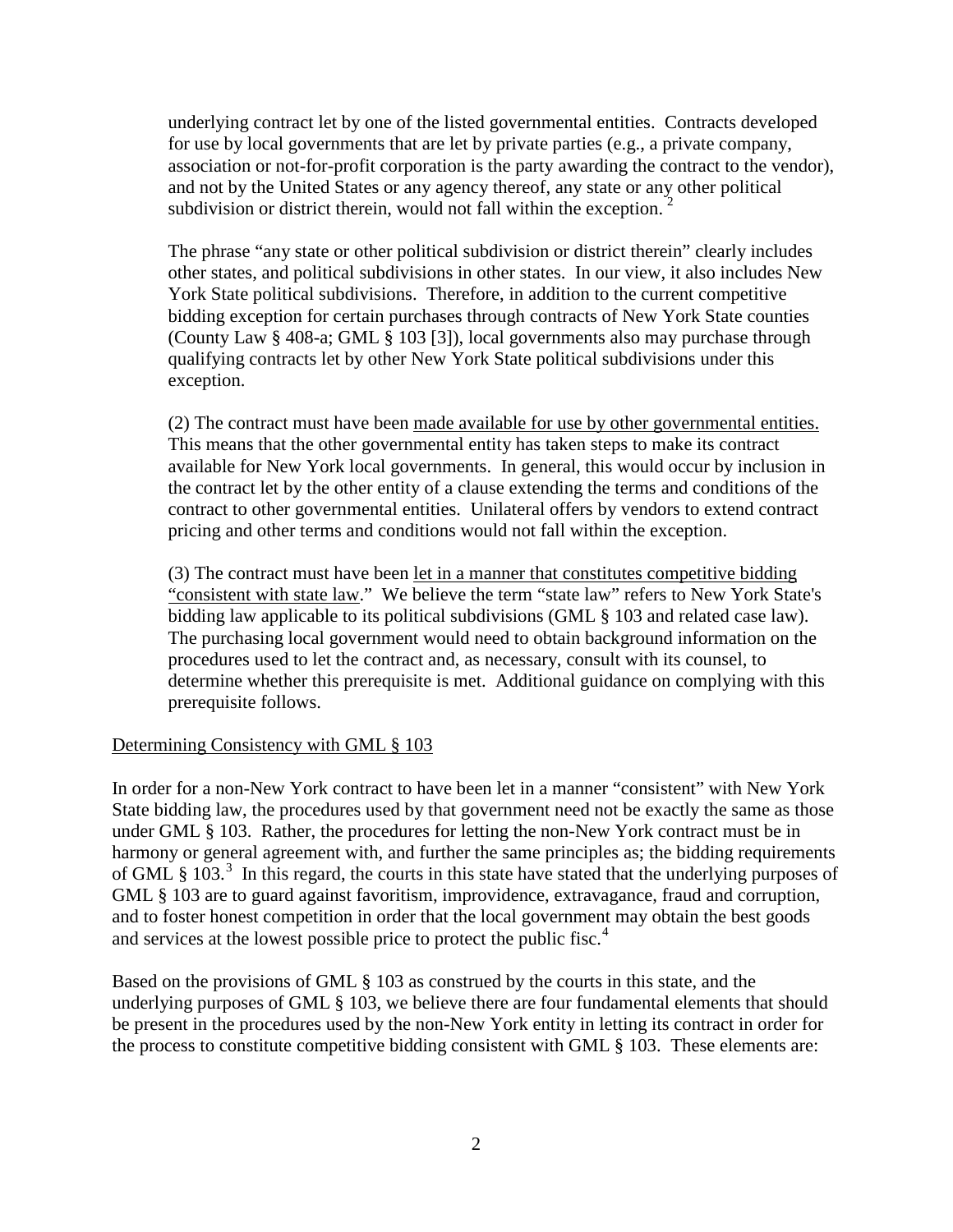underlying contract let by one of the listed governmental entities. Contracts developed for use by local governments that are let by private parties (e.g., a private company, association or not-for-profit corporation is the party awarding the contract to the vendor), and not by the United States or any agency thereof, any state or any other political subdivision or district therein, would not fall within the exception. [2]

The phrase "any state or other political subdivision or district therein" clearly includes other states, and political subdivisions in other states. In our view, it also includes New York State political subdivisions. Therefore, in addition to the current competitive bidding exception for certain purchases through contracts of New York State counties (County Law § 408-a; GML § 103 [3]), local governments also may purchase through qualifying contracts let by other New York State political subdivisions under this exception.

(2) The contract must have been <u>made available for use by other governmental entities.</u> This means that the other governmental entity has taken steps to make its contract available for New York local governments. In general, this would occur by inclusion in the contract let by the other entity of a clause extending the terms and conditions of the contract to other governmental entities. Unilateral offers by vendors to extend contract pricing and other terms and conditions would not fall within the exception.

(3) The contract must have been <u>let in a manner that constitutes competitive bidding "consistent with state law</u>." We believe the term "state law" refers to New York State's bidding law applicable to its political subdivisions (GML § 103 and related case law). The purchasing local government would need to obtain background information on the procedures used to let the contract and, as necessary, consult with its counsel, to determine whether this prerequisite is met. Additional guidance on complying with this prerequisite follows.

<u>Determining Consistency with GML § 103</u>

In order for a non-New York contract to have been let in a manner "consistent" with New York State bidding law, the procedures used by that government need not be exactly the same as those under GML § 103. Rather, the procedures for letting the non-New York contract must be in harmony or general agreement with, and further the same principles as; the bidding requirements of GML § 103.[3] In this regard, the courts in this state have stated that the underlying purposes of GML § 103 are to guard against favoritism, improvidence, extravagance, fraud and corruption, and to foster honest competition in order that the local government may obtain the best goods and services at the lowest possible price to protect the public fisc.[4]

Based on the provisions of GML § 103 as construed by the courts in this state, and the underlying purposes of GML § 103, we believe there are four fundamental elements that should be present in the procedures used by the non-New York entity in letting its contract in order for the process to constitute competitive bidding consistent with GML § 103. These elements are: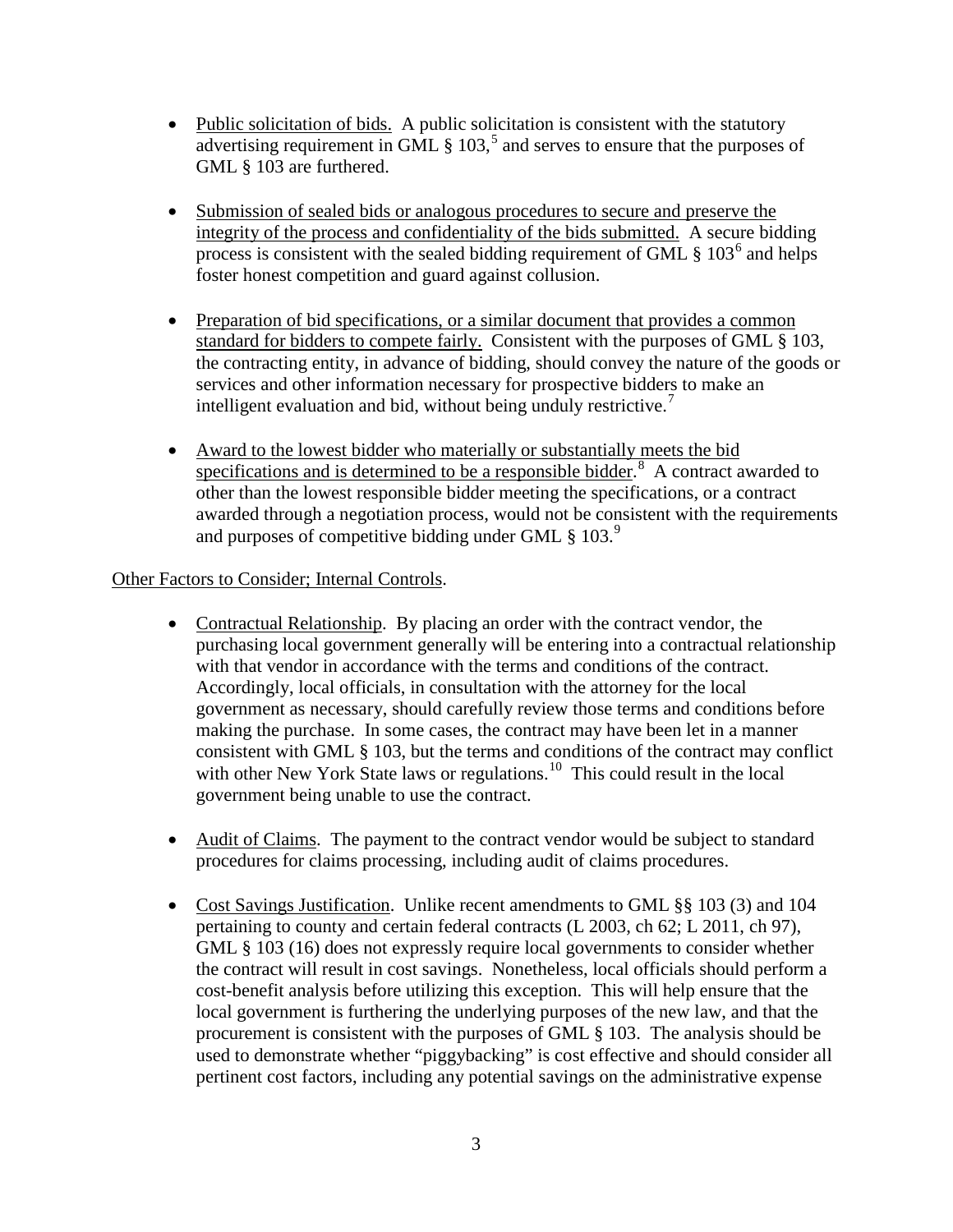- Public solicitation of bids. A public solicitation is consistent with the statutory advertising requirement in GML § 103,[5] and serves to ensure that the purposes of GML § 103 are furthered.

- Submission of sealed bids or analogous procedures to secure and preserve the integrity of the process and confidentiality of the bids submitted. A secure bidding process is consistent with the sealed bidding requirement of GML § 103[6] and helps foster honest competition and guard against collusion.

- Preparation of bid specifications, or a similar document that provides a common standard for bidders to compete fairly. Consistent with the purposes of GML § 103, the contracting entity, in advance of bidding, should convey the nature of the goods or services and other information necessary for prospective bidders to make an intelligent evaluation and bid, without being unduly restrictive.[7]

- Award to the lowest bidder who materially or substantially meets the bid specifications and is determined to be a responsible bidder.[8] A contract awarded to other than the lowest responsible bidder meeting the specifications, or a contract awarded through a negotiation process, would not be consistent with the requirements and purposes of competitive bidding under GML § 103.[9]

Other Factors to Consider; Internal Controls.

- Contractual Relationship. By placing an order with the contract vendor, the purchasing local government generally will be entering into a contractual relationship with that vendor in accordance with the terms and conditions of the contract. Accordingly, local officials, in consultation with the attorney for the local government as necessary, should carefully review those terms and conditions before making the purchase. In some cases, the contract may have been let in a manner consistent with GML § 103, but the terms and conditions of the contract may conflict with other New York State laws or regulations.[10] This could result in the local government being unable to use the contract.

- Audit of Claims. The payment to the contract vendor would be subject to standard procedures for claims processing, including audit of claims procedures.

- Cost Savings Justification. Unlike recent amendments to GML §§ 103 (3) and 104 pertaining to county and certain federal contracts (L 2003, ch 62; L 2011, ch 97), GML § 103 (16) does not expressly require local governments to consider whether the contract will result in cost savings. Nonetheless, local officials should perform a cost-benefit analysis before utilizing this exception. This will help ensure that the local government is furthering the underlying purposes of the new law, and that the procurement is consistent with the purposes of GML § 103. The analysis should be used to demonstrate whether "piggybacking" is cost effective and should consider all pertinent cost factors, including any potential savings on the administrative expense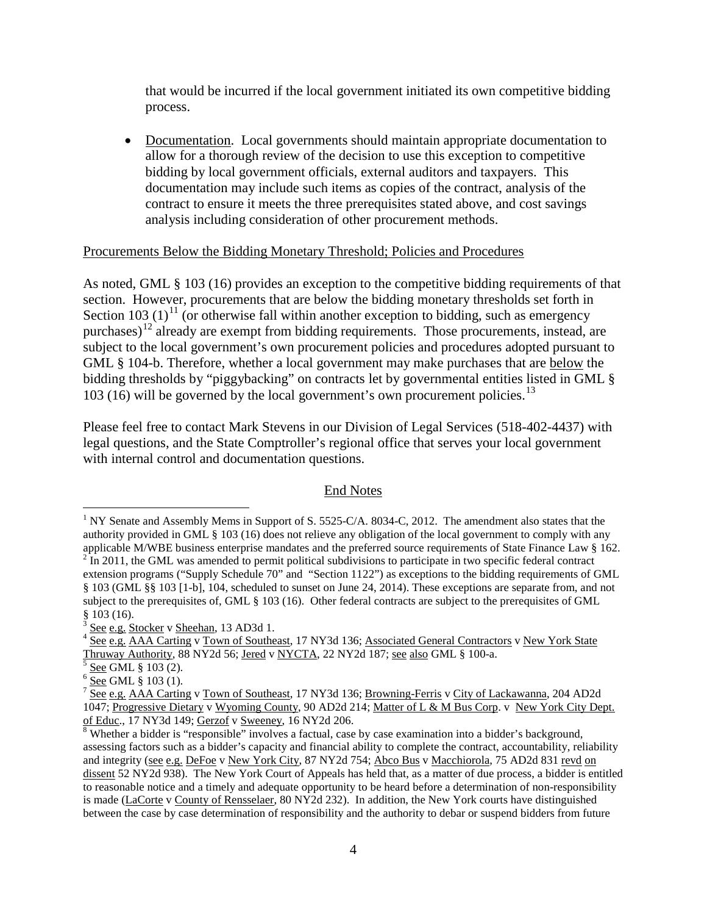that would be incurred if the local government initiated its own competitive bidding process.

- Documentation. Local governments should maintain appropriate documentation to allow for a thorough review of the decision to use this exception to competitive bidding by local government officials, external auditors and taxpayers. This documentation may include such items as copies of the contract, analysis of the contract to ensure it meets the three prerequisites stated above, and cost savings analysis including consideration of other procurement methods.

Procurements Below the Bidding Monetary Threshold; Policies and Procedures

As noted, GML § 103 (16) provides an exception to the competitive bidding requirements of that section. However, procurements that are below the bidding monetary thresholds set forth in Section 103 (1)[11] (or otherwise fall within another exception to bidding, such as emergency purchases)[12] already are exempt from bidding requirements. Those procurements, instead, are subject to the local government's own procurement policies and procedures adopted pursuant to GML § 104-b. Therefore, whether a local government may make purchases that are below the bidding thresholds by "piggybacking" on contracts let by governmental entities listed in GML § 103 (16) will be governed by the local government's own procurement policies.[13]

Please feel free to contact Mark Stevens in our Division of Legal Services (518-402-4437) with legal questions, and the State Comptroller's regional office that serves your local government with internal control and documentation questions.

End Notes

[1] NY Senate and Assembly Mems in Support of S. 5525-C/A. 8034-C, 2012. The amendment also states that the authority provided in GML § 103 (16) does not relieve any obligation of the local government to comply with any applicable M/WBE business enterprise mandates and the preferred source requirements of State Finance Law § 162.

[2] In 2011, the GML was amended to permit political subdivisions to participate in two specific federal contract extension programs ("Supply Schedule 70" and "Section 1122") as exceptions to the bidding requirements of GML § 103 (GML §§ 103 [1-b], 104, scheduled to sunset on June 24, 2014). These exceptions are separate from, and not subject to the prerequisites of, GML § 103 (16). Other federal contracts are subject to the prerequisites of GML § 103 (16).

[3] See e.g. Stocker v Sheehan, 13 AD3d 1.

[4] See e.g. AAA Carting v Town of Southeast, 17 NY3d 136; Associated General Contractors v New York State Thruway Authority, 88 NY2d 56; Jered v NYCTA, 22 NY2d 187; see also GML § 100-a.

[5] See GML § 103 (2).

[6] See GML § 103 (1).

[7] See e.g. AAA Carting v Town of Southeast, 17 NY3d 136; Browning-Ferris v City of Lackawanna, 204 AD2d 1047; Progressive Dietary v Wyoming County, 90 AD2d 214; Matter of L & M Bus Corp. v New York City Dept. of Educ., 17 NY3d 149; Gerzof v Sweeney, 16 NY2d 206.

[8] Whether a bidder is "responsible" involves a factual, case by case examination into a bidder's background, assessing factors such as a bidder's capacity and financial ability to complete the contract, accountability, reliability and integrity (see e.g. DeFoe v New York City, 87 NY2d 754; Abco Bus v Macchiorola, 75 AD2d 831 revd on dissent 52 NY2d 938). The New York Court of Appeals has held that, as a matter of due process, a bidder is entitled to reasonable notice and a timely and adequate opportunity to be heard before a determination of non-responsibility is made (LaCorte v County of Rensselaer, 80 NY2d 232). In addition, the New York courts have distinguished between the case by case determination of responsibility and the authority to debar or suspend bidders from future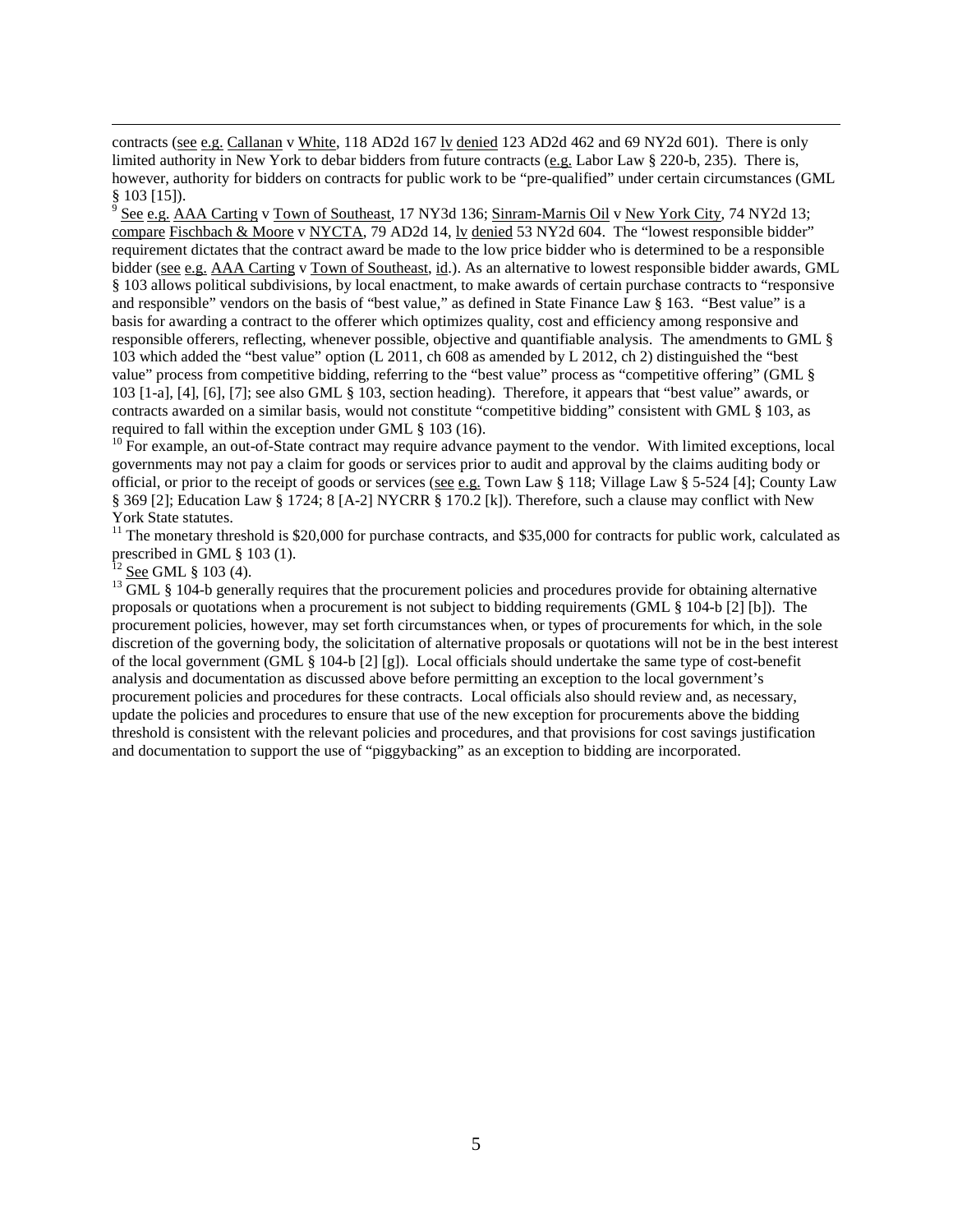contracts (see e.g. Callanan v White, 118 AD2d 167 lv denied 123 AD2d 462 and 69 NY2d 601). There is only limited authority in New York to debar bidders from future contracts (e.g. Labor Law § 220-b, 235). There is, however, authority for bidders on contracts for public work to be "pre-qualified" under certain circumstances (GML § 103 [15]).

[9] See e.g. AAA Carting v Town of Southeast, 17 NY3d 136; Sinram-Marnis Oil v New York City, 74 NY2d 13; compare Fischbach & Moore v NYCTA, 79 AD2d 14, lv denied 53 NY2d 604. The "lowest responsible bidder" requirement dictates that the contract award be made to the low price bidder who is determined to be a responsible bidder (see e.g. AAA Carting v Town of Southeast, id.). As an alternative to lowest responsible bidder awards, GML § 103 allows political subdivisions, by local enactment, to make awards of certain purchase contracts to "responsive and responsible" vendors on the basis of "best value," as defined in State Finance Law § 163. "Best value" is a basis for awarding a contract to the offerer which optimizes quality, cost and efficiency among responsive and responsible offerers, reflecting, whenever possible, objective and quantifiable analysis. The amendments to GML § 103 which added the "best value" option (L 2011, ch 608 as amended by L 2012, ch 2) distinguished the "best value" process from competitive bidding, referring to the "best value" process as "competitive offering" (GML § 103 [1-a], [4], [6], [7]; see also GML § 103, section heading). Therefore, it appears that "best value" awards, or contracts awarded on a similar basis, would not constitute "competitive bidding" consistent with GML § 103, as required to fall within the exception under GML § 103 (16).

[10] For example, an out-of-State contract may require advance payment to the vendor. With limited exceptions, local governments may not pay a claim for goods or services prior to audit and approval by the claims auditing body or official, or prior to the receipt of goods or services (see e.g. Town Law § 118; Village Law § 5-524 [4]; County Law § 369 [2]; Education Law § 1724; 8 [A-2] NYCRR § 170.2 [k]). Therefore, such a clause may conflict with New York State statutes.

[11] The monetary threshold is $20,000 for purchase contracts, and $35,000 for contracts for public work, calculated as prescribed in GML § 103 (1).

[12] See GML § 103 (4).

[13] GML § 104-b generally requires that the procurement policies and procedures provide for obtaining alternative proposals or quotations when a procurement is not subject to bidding requirements (GML § 104-b [2] [b]). The procurement policies, however, may set forth circumstances when, or types of procurements for which, in the sole discretion of the governing body, the solicitation of alternative proposals or quotations will not be in the best interest of the local government (GML § 104-b [2] [g]). Local officials should undertake the same type of cost-benefit analysis and documentation as discussed above before permitting an exception to the local government's procurement policies and procedures for these contracts. Local officials also should review and, as necessary, update the policies and procedures to ensure that use of the new exception for procurements above the bidding threshold is consistent with the relevant policies and procedures, and that provisions for cost savings justification and documentation to support the use of "piggybacking" as an exception to bidding are incorporated.